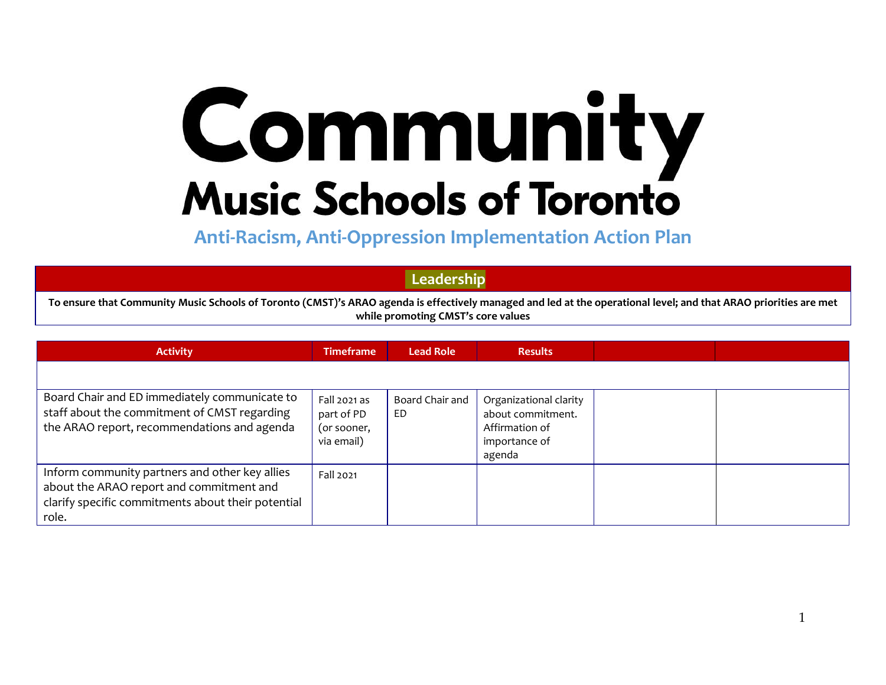# Community Music Schools of Toronto

## Anti-Racism, Anti-Oppression Implementation Action Plan

### Leadership

**To ensure that Community Music Schools of Toronto (CMST)'s ARAO agenda is effectively managed and led at the operational level; and that ARAO priorities are met while promoting CMST's core values**

| Activity | Timeframe | Lead Role | Results | | |
|---|---|---|---|---|---|
| | | | | | |
| Board Chair and ED immediately communicate to staff about the commitment of CMST regarding the ARAO report, recommendations and agenda | Fall 2021 as part of PD (or sooner, via email) | Board Chair and ED | Organizational clarity about commitment. Affirmation of importance of agenda | | |
| Inform community partners and other key allies about the ARAO report and commitment and clarify specific commitments about their potential role. | Fall 2021 | | | | |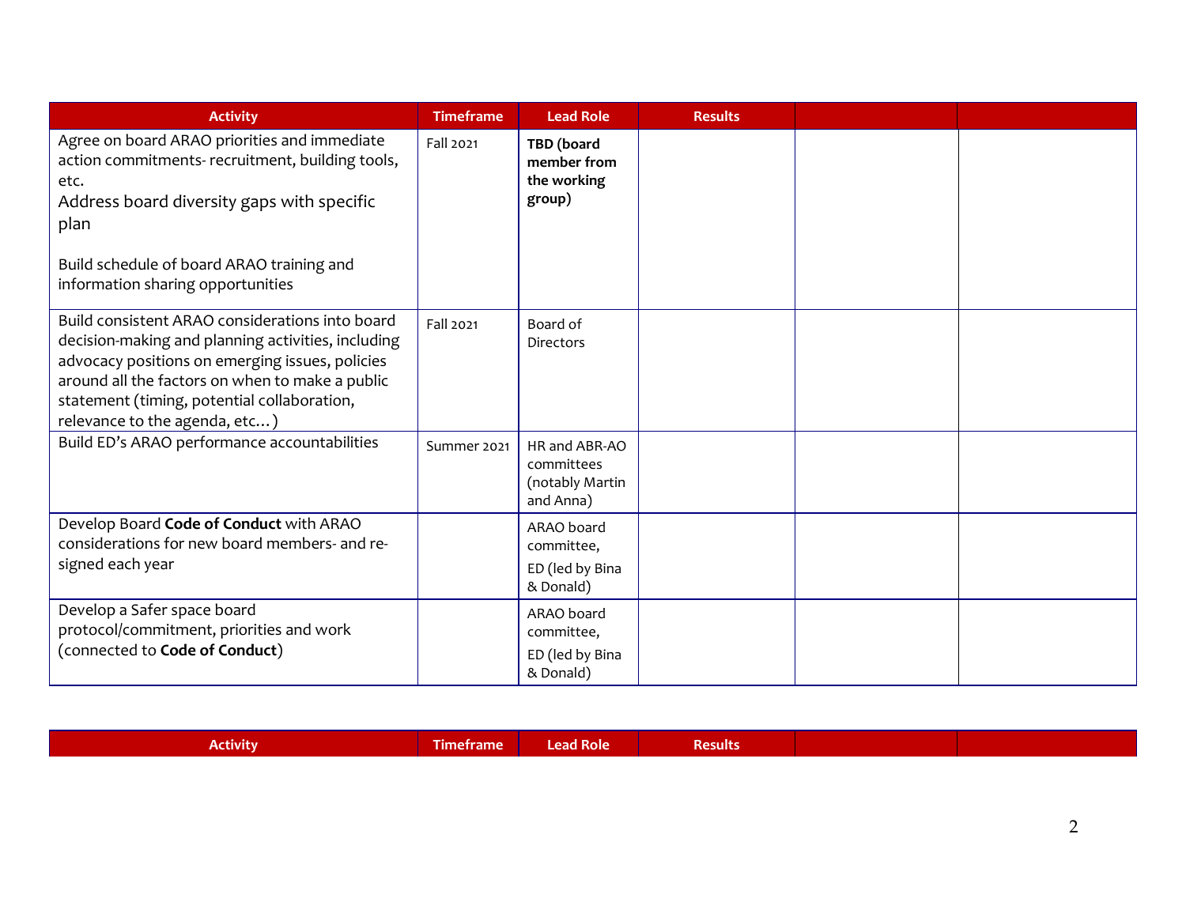| Activity | Timeframe | Lead Role | Results | | |
|---|---|---|---|---|---|
| Agree on board ARAO priorities and immediate action commitments- recruitment, building tools, etc.<br>Address board diversity gaps with specific plan<br><br>Build schedule of board ARAO training and information sharing opportunities | Fall 2021 | **TBD (board member from the working group)** | | | |
| Build consistent ARAO considerations into board decision-making and planning activities, including advocacy positions on emerging issues, policies around all the factors on when to make a public statement (timing, potential collaboration, relevance to the agenda, etc…) | Fall 2021 | Board of Directors | | | |
| Build ED's ARAO performance accountabilities | Summer 2021 | HR and ABR-AO committees (notably Martin and Anna) | | | |
| Develop Board **Code of Conduct** with ARAO considerations for new board members- and re-signed each year | | ARAO board committee,<br>ED (led by Bina & Donald) | | | |
| Develop a Safer space board protocol/commitment, priorities and work (connected to **Code of Conduct**) | | ARAO board committee,<br>ED (led by Bina & Donald) | | | |

| Activity | Timeframe | Lead Role | Results | | |
|---|---|---|---|---|---|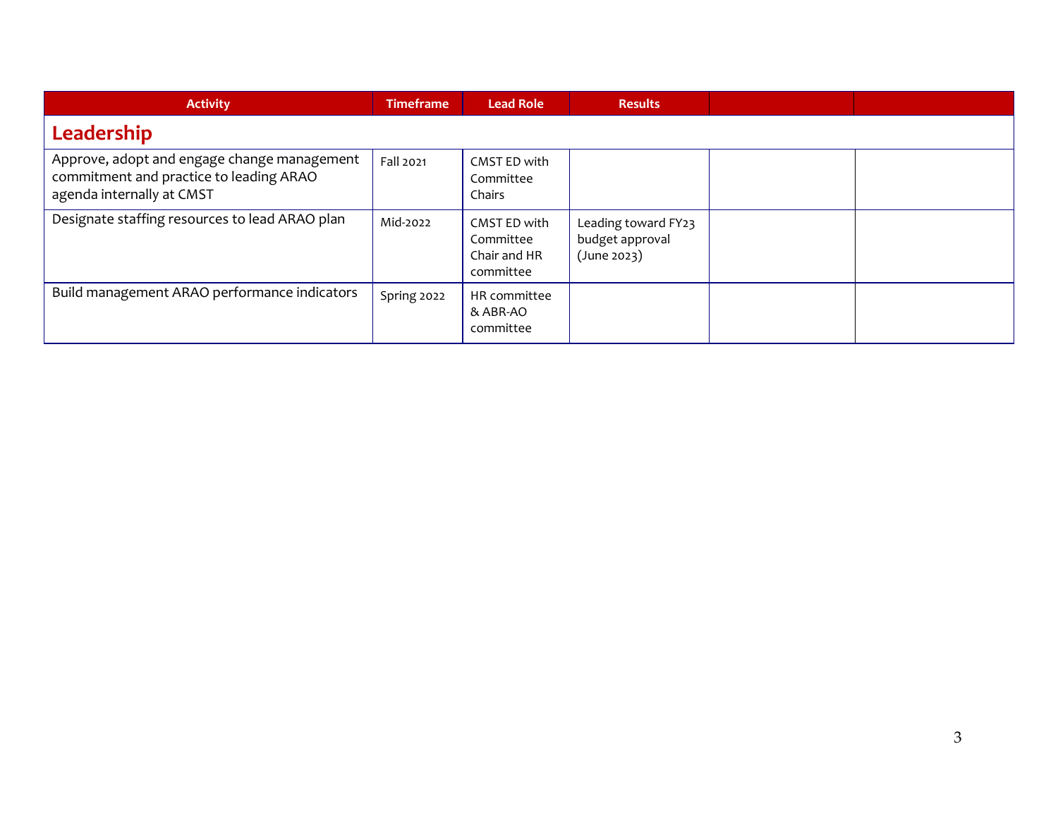| Activity | Timeframe | Lead Role | Results | | |
|---|---|---|---|---|---|
| **Leadership** | | | | | |
| Approve, adopt and engage change management commitment and practice to leading ARAO agenda internally at CMST | Fall 2021 | CMST ED with Committee Chairs | | | |
| Designate staffing resources to lead ARAO plan | Mid-2022 | CMST ED with Committee Chair and HR committee | Leading toward FY23 budget approval (June 2023) | | |
| Build management ARAO performance indicators | Spring 2022 | HR committee & ABR-AO committee | | | |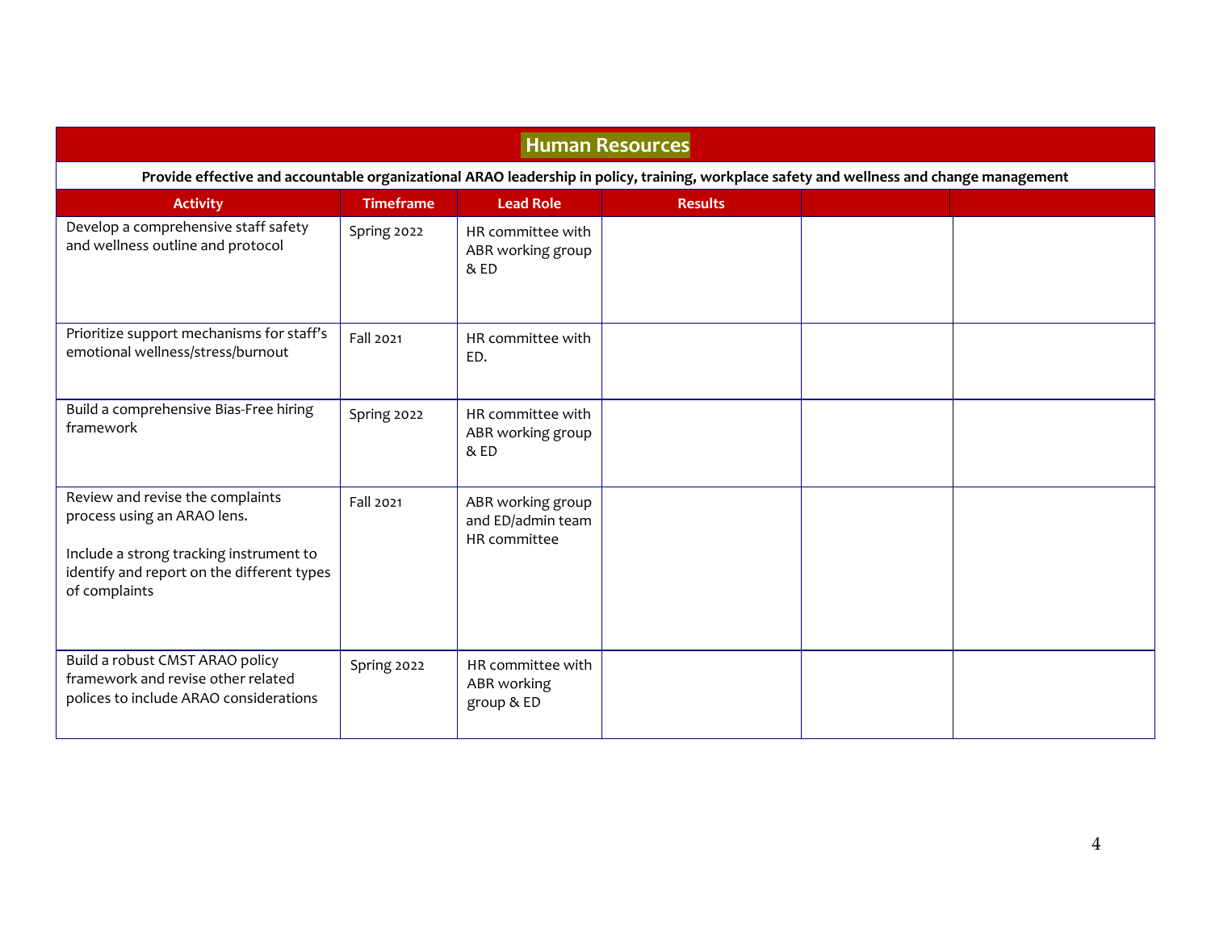## Human Resources

**Provide effective and accountable organizational ARAO leadership in policy, training, workplace safety and wellness and change management**

| Activity | Timeframe | Lead Role | Results | | |
|---|---|---|---|---|---|
| Develop a comprehensive staff safety and wellness outline and protocol | Spring 2022 | HR committee with ABR working group & ED | | | |
| Prioritize support mechanisms for staff's emotional wellness/stress/burnout | Fall 2021 | HR committee with ED. | | | |
| Build a comprehensive Bias-Free hiring framework | Spring 2022 | HR committee with ABR working group & ED | | | |
| Review and revise the complaints process using an ARAO lens.<br><br>Include a strong tracking instrument to identify and report on the different types of complaints | Fall 2021 | ABR working group and ED/admin team HR committee | | | |
| Build a robust CMST ARAO policy framework and revise other related polices to include ARAO considerations | Spring 2022 | HR committee with ABR working group & ED | | | |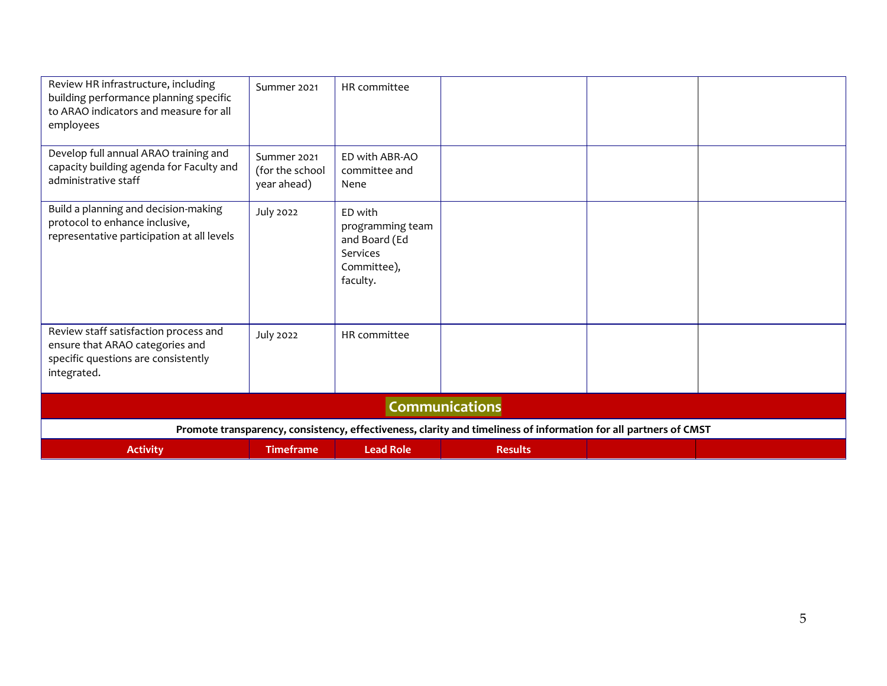| | | | | | |
|---|---|---|---|---|---|
| Review HR infrastructure, including building performance planning specific to ARAO indicators and measure for all employees | Summer 2021 | HR committee | | | |
| Develop full annual ARAO training and capacity building agenda for Faculty and administrative staff | Summer 2021 (for the school year ahead) | ED with ABR-AO committee and Nene | | | |
| Build a planning and decision-making protocol to enhance inclusive, representative participation at all levels | July 2022 | ED with programming team and Board (Ed Services Committee), faculty. | | | |
| Review staff satisfaction process and ensure that ARAO categories and specific questions are consistently integrated. | July 2022 | HR committee | | | |

## Communications

**Promote transparency, consistency, effectiveness, clarity and timeliness of information for all partners of CMST**

| Activity | Timeframe | Lead Role | Results | | |
|---|---|---|---|---|---|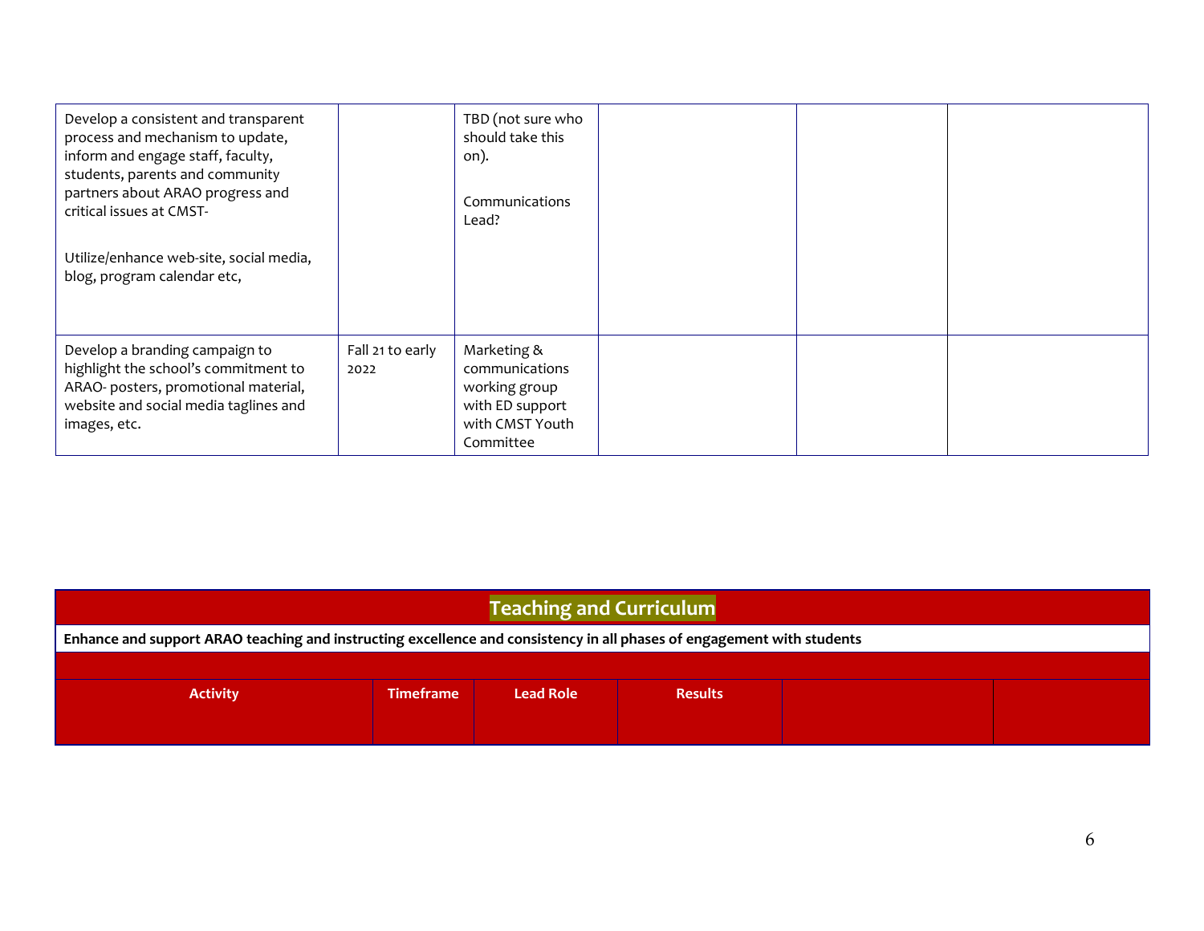| | | | | | |
|---|---|---|---|---|---|
| Develop a consistent and transparent process and mechanism to update, inform and engage staff, faculty, students, parents and community partners about ARAO progress and critical issues at CMST-<br><br>Utilize/enhance web-site, social media, blog, program calendar etc, | | TBD (not sure who should take this on).<br><br>Communications Lead? | | | |
| Develop a branding campaign to highlight the school's commitment to ARAO- posters, promotional material, website and social media taglines and images, etc. | Fall 21 to early 2022 | Marketing & communications working group with ED support with CMST Youth Committee | | | |

## Teaching and Curriculum

**Enhance and support ARAO teaching and instructing excellence and consistency in all phases of engagement with students**

| Activity | Timeframe | Lead Role | Results | | |
|---|---|---|---|---|---|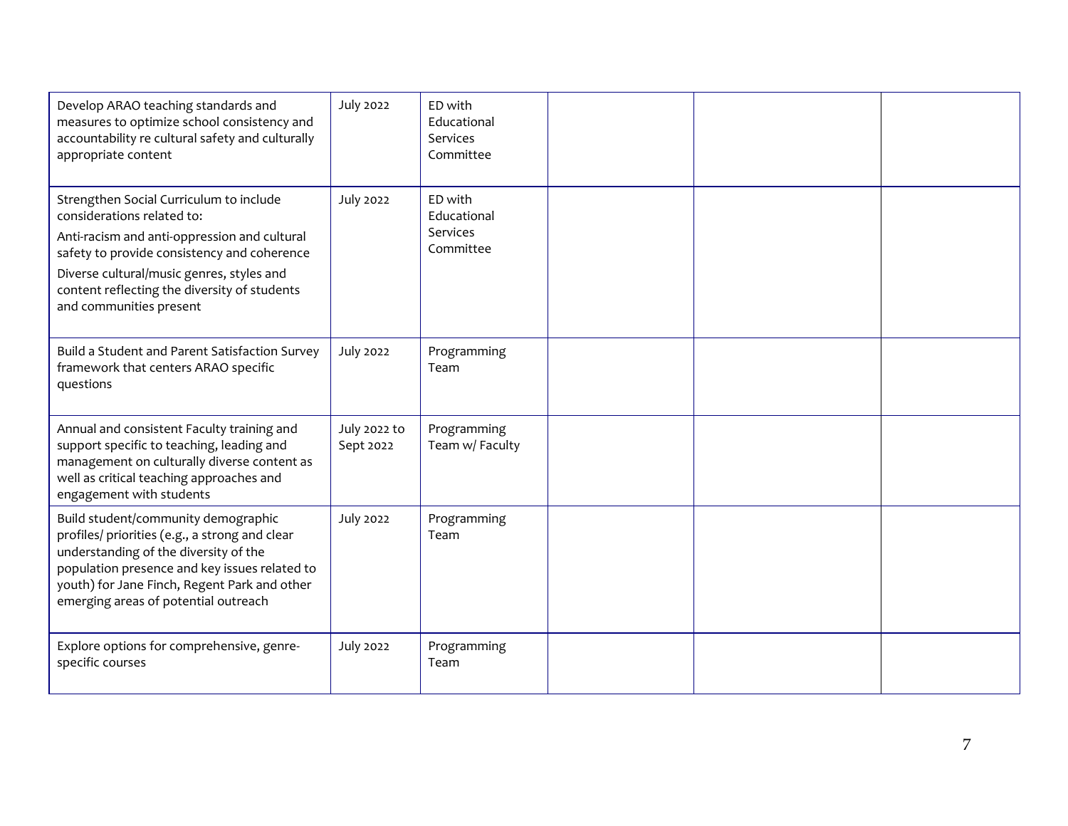| | | | | | |
|---|---|---|---|---|---|
| Develop ARAO teaching standards and measures to optimize school consistency and accountability re cultural safety and culturally appropriate content | July 2022 | ED with Educational Services Committee | | | |
| Strengthen Social Curriculum to include considerations related to:<br>Anti-racism and anti-oppression and cultural safety to provide consistency and coherence<br>Diverse cultural/music genres, styles and content reflecting the diversity of students and communities present | July 2022 | ED with Educational Services Committee | | | |
| Build a Student and Parent Satisfaction Survey framework that centers ARAO specific questions | July 2022 | Programming Team | | | |
| Annual and consistent Faculty training and support specific to teaching, leading and management on culturally diverse content as well as critical teaching approaches and engagement with students | July 2022 to Sept 2022 | Programming Team w/ Faculty | | | |
| Build student/community demographic profiles/ priorities (e.g., a strong and clear understanding of the diversity of the population presence and key issues related to youth) for Jane Finch, Regent Park and other emerging areas of potential outreach | July 2022 | Programming Team | | | |
| Explore options for comprehensive, genre-specific courses | July 2022 | Programming Team | | | |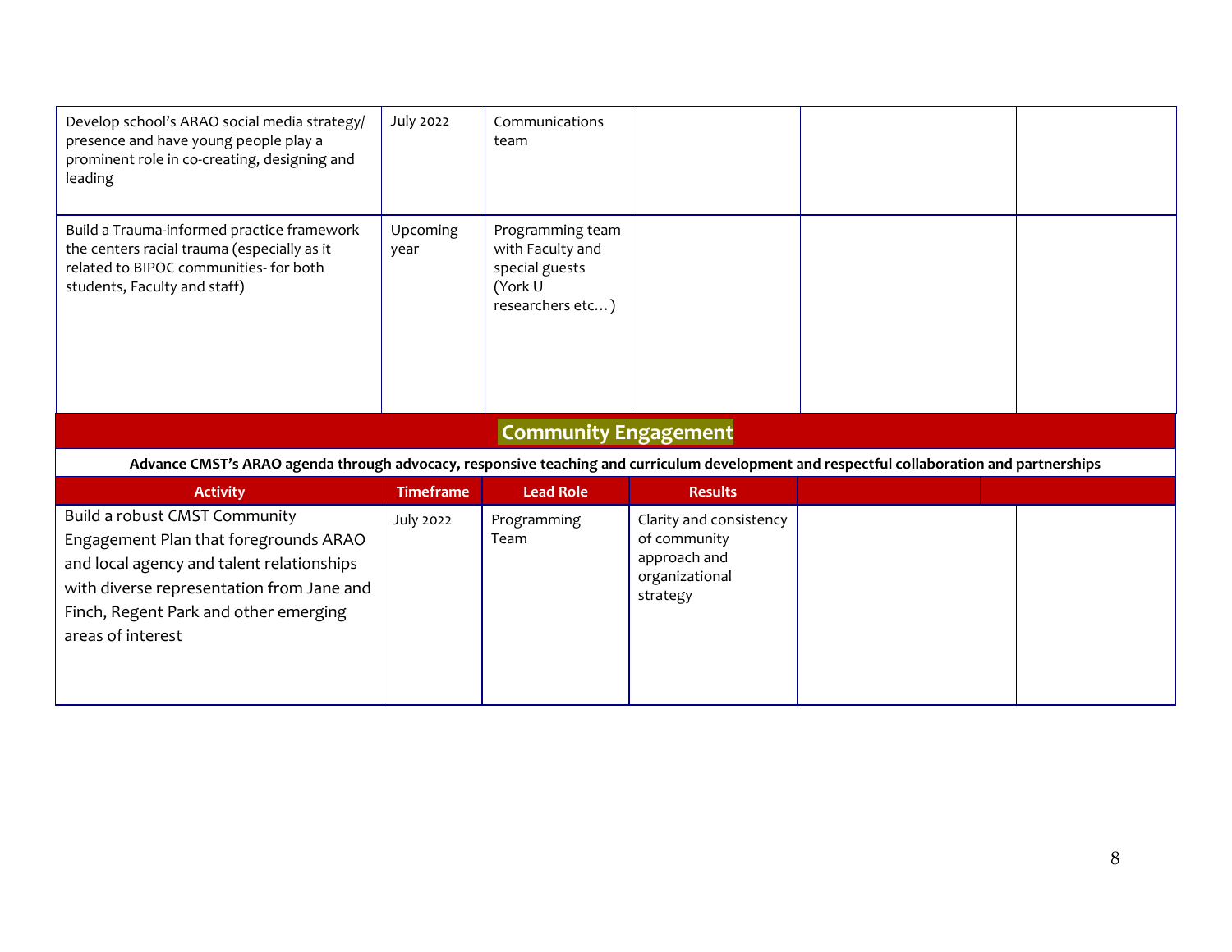| | | | | | |
|---|---|---|---|---|---|
| Develop school's ARAO social media strategy/ presence and have young people play a prominent role in co-creating, designing and leading | July 2022 | Communications team | | | |
| Build a Trauma-informed practice framework the centers racial trauma (especially as it related to BIPOC communities- for both students, Faculty and staff) | Upcoming year | Programming team with Faculty and special guests (York U researchers etc…) | | | |

## Community Engagement

**Advance CMST's ARAO agenda through advocacy, responsive teaching and curriculum development and respectful collaboration and partnerships**

| Activity | Timeframe | Lead Role | Results | | |
|---|---|---|---|---|---|
| Build a robust CMST Community Engagement Plan that foregrounds ARAO and local agency and talent relationships with diverse representation from Jane and Finch, Regent Park and other emerging areas of interest | July 2022 | Programming Team | Clarity and consistency of community approach and organizational strategy | | |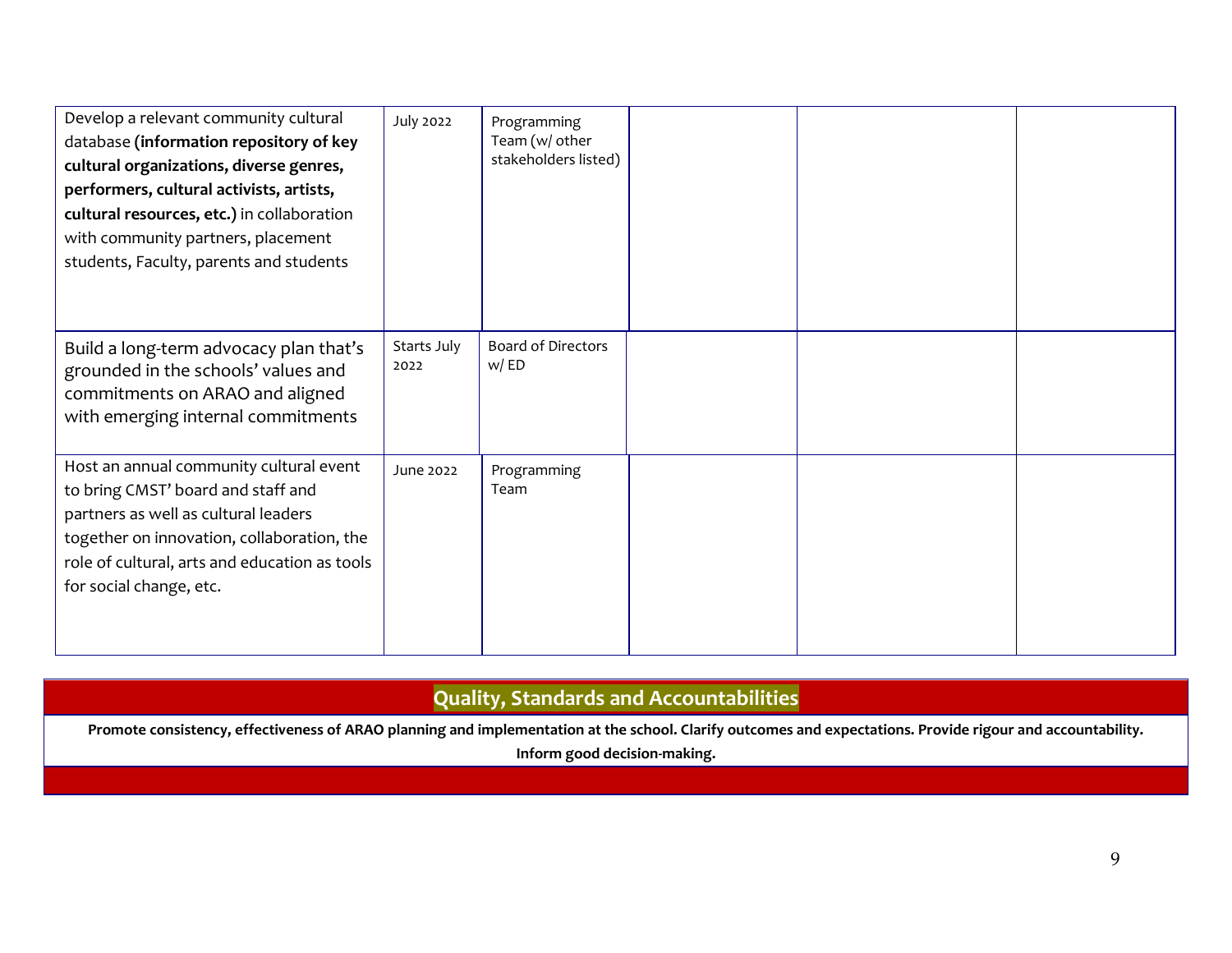| | | | | | |
|---|---|---|---|---|---|
| Develop a relevant community cultural database **(information repository of key cultural organizations, diverse genres, performers, cultural activists, artists, cultural resources, etc.)** in collaboration with community partners, placement students, Faculty, parents and students | July 2022 | Programming Team (w/ other stakeholders listed) | | | |
| Build a long-term advocacy plan that's grounded in the schools' values and commitments on ARAO and aligned with emerging internal commitments | Starts July 2022 | Board of Directors w/ ED | | | |
| Host an annual community cultural event to bring CMST' board and staff and partners as well as cultural leaders together on innovation, collaboration, the role of cultural, arts and education as tools for social change, etc. | June 2022 | Programming Team | | | |

## Quality, Standards and Accountabilities

**Promote consistency, effectiveness of ARAO planning and implementation at the school. Clarify outcomes and expectations. Provide rigour and accountability. Inform good decision-making.**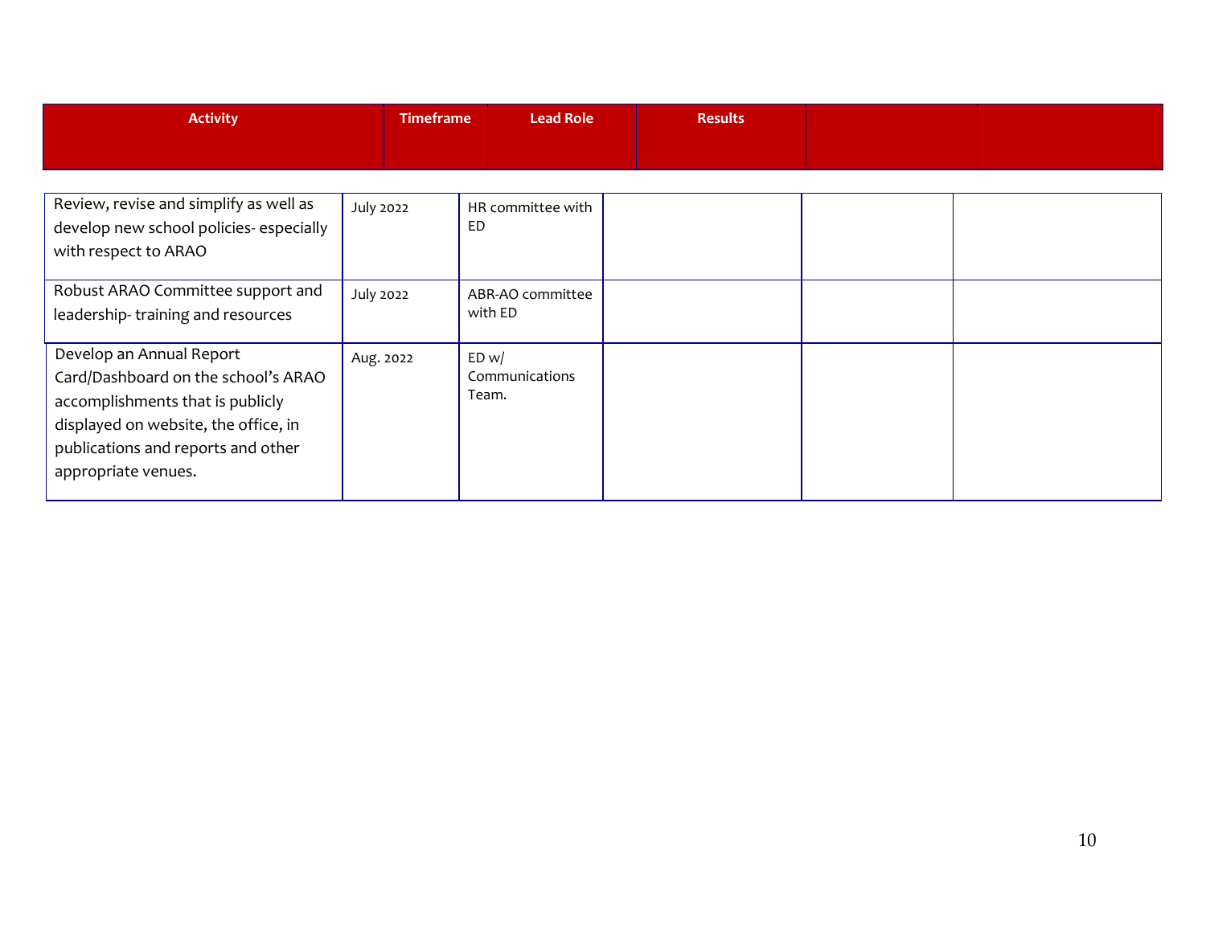| Activity | Timeframe | Lead Role | Results | | |
|---|---|---|---|---|---|
| Review, revise and simplify as well as develop new school policies- especially with respect to ARAO | July 2022 | HR committee with ED | | | |
| Robust ARAO Committee support and leadership- training and resources | July 2022 | ABR-AO committee with ED | | | |
| Develop an Annual Report Card/Dashboard on the school's ARAO accomplishments that is publicly displayed on website, the office, in publications and reports and other appropriate venues. | Aug. 2022 | ED w/ Communications Team. | | | |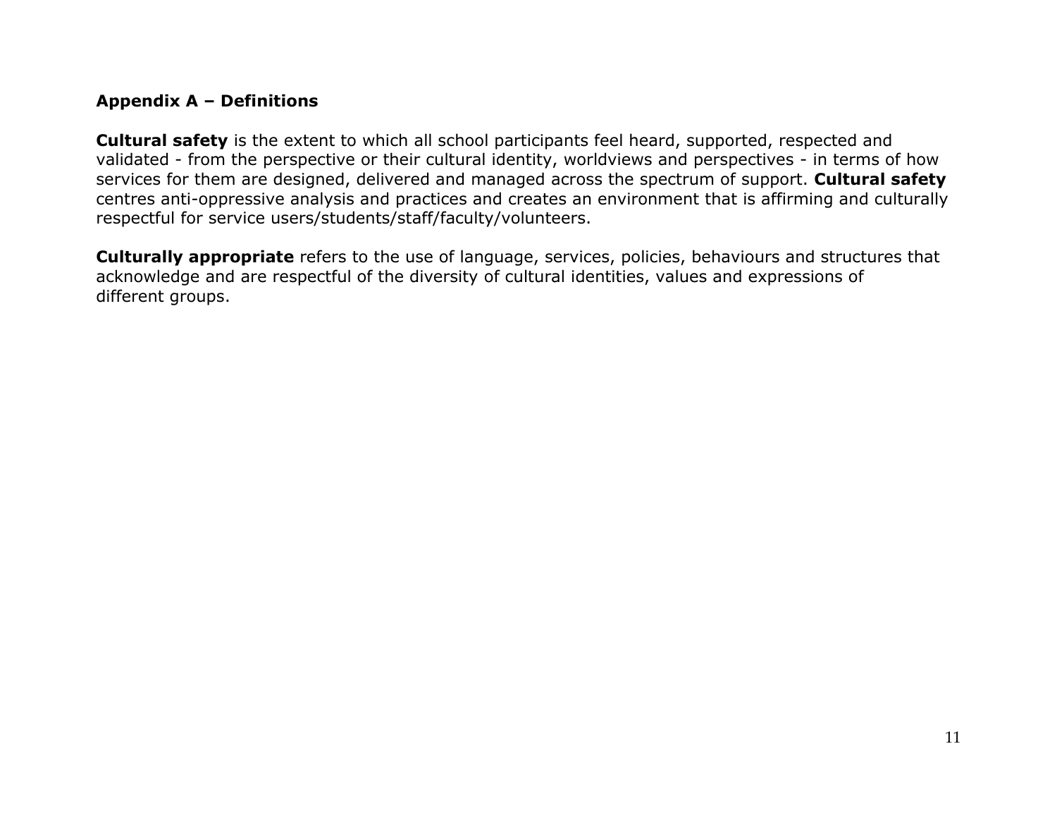## Appendix A – Definitions

**Cultural safety** is the extent to which all school participants feel heard, supported, respected and validated - from the perspective or their cultural identity, worldviews and perspectives - in terms of how services for them are designed, delivered and managed across the spectrum of support. **Cultural safety** centres anti-oppressive analysis and practices and creates an environment that is affirming and culturally respectful for service users/students/staff/faculty/volunteers.

**Culturally appropriate** refers to the use of language, services, policies, behaviours and structures that acknowledge and are respectful of the diversity of cultural identities, values and expressions of different groups.